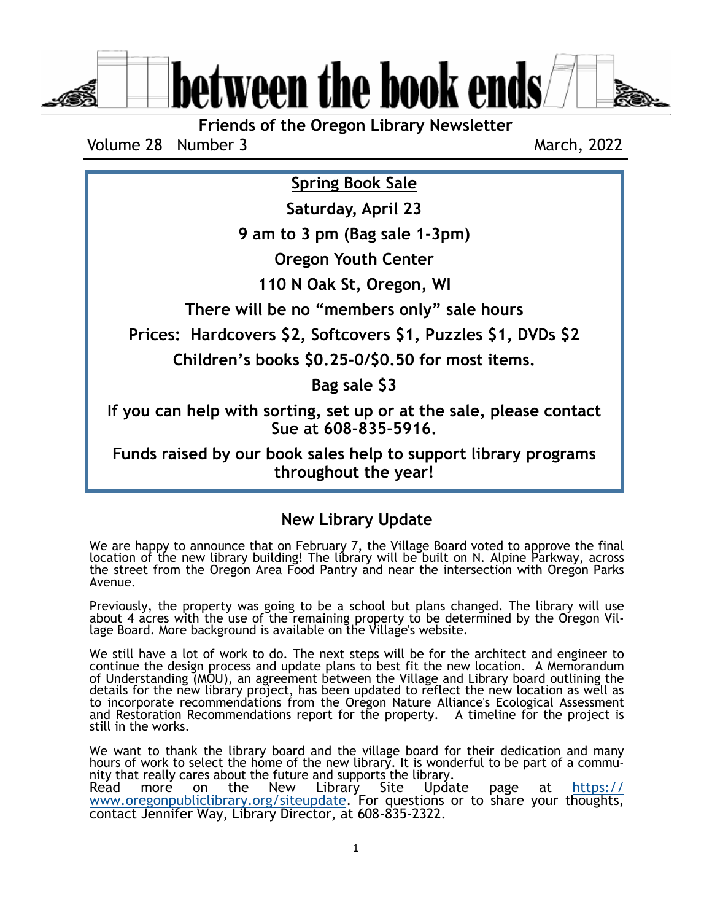# between the book ends

**Friends of the Oregon Library Newsletter**

Volume 28 Number 3 March, 2022

---

**<u>Spring Book Sale</u>**

**Saturday, April 23**

**9 am to 3 pm (Bag sale 1-3pm)**

**Oregon Youth Center**

**110 N Oak St, Oregon, WI**

**There will be no "members only" sale hours**

**Prices: Hardcovers $2, Softcovers $1, Puzzles $1, DVDs $2**

**Children's books $0.25-0/$0.50 for most items.**

**Bag sale $3**

**If you can help with sorting, set up or at the sale, please contact Sue at 608-835-5916.**

**Funds raised by our book sales help to support library programs throughout the year!**

---

## New Library Update

We are happy to announce that on February 7, the Village Board voted to approve the final location of the new library building! The library will be built on N. Alpine Parkway, across the street from the Oregon Area Food Pantry and near the intersection with Oregon Parks Avenue.

Previously, the property was going to be a school but plans changed. The library will use about 4 acres with the use of the remaining property to be determined by the Oregon Village Board. More background is available on the Village's website.

We still have a lot of work to do. The next steps will be for the architect and engineer to continue the design process and update plans to best fit the new location. A Memorandum of Understanding (MOU), an agreement between the Village and Library board outlining the details for the new library project, has been updated to reflect the new location as well as to incorporate recommendations from the Oregon Nature Alliance's Ecological Assessment and Restoration Recommendations report for the property. A timeline for the project is still in the works.

We want to thank the library board and the village board for their dedication and many hours of work to select the home of the new library. It is wonderful to be part of a community that really cares about the future and supports the library.
Read more on the New Library Site Update page at https://www.oregonpubliclibrary.org/siteupdate. For questions or to share your thoughts, contact Jennifer Way, Library Director, at 608-835-2322.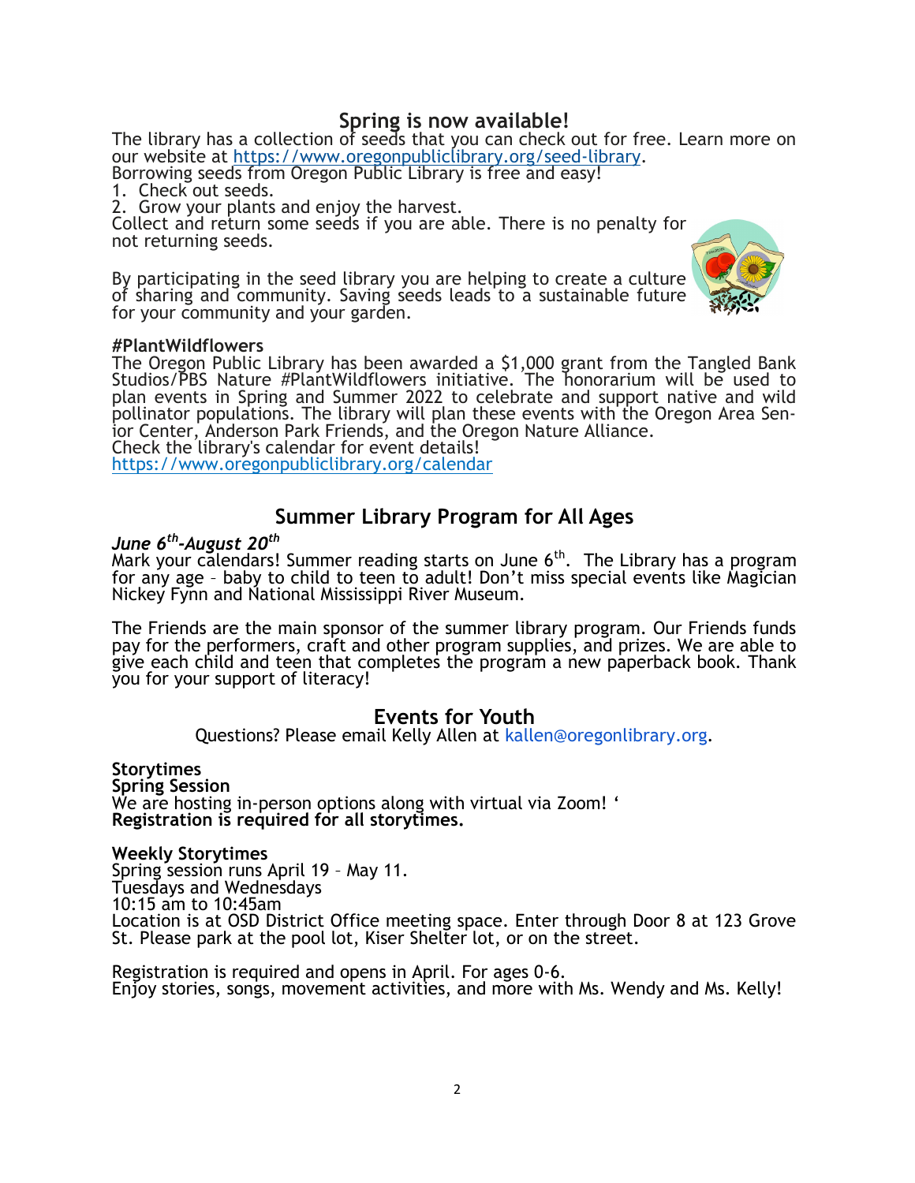## Spring is now available!

The library has a collection of seeds that you can check out for free. Learn more on our website at https://www.oregonpubliclibrary.org/seed-library.
Borrowing seeds from Oregon Public Library is free and easy!

1. Check out seeds.
2. Grow your plants and enjoy the harvest.

Collect and return some seeds if you are able. There is no penalty for not returning seeds.

By participating in the seed library you are helping to create a culture of sharing and community. Saving seeds leads to a sustainable future for your community and your garden.

**#PlantWildflowers**
The Oregon Public Library has been awarded a $1,000 grant from the Tangled Bank Studios/PBS Nature #PlantWildflowers initiative. The honorarium will be used to plan events in Spring and Summer 2022 to celebrate and support native and wild pollinator populations. The library will plan these events with the Oregon Area Senior Center, Anderson Park Friends, and the Oregon Nature Alliance.
Check the library's calendar for event details!
https://www.oregonpubliclibrary.org/calendar

## Summer Library Program for All Ages

***June 6th-August 20th***
Mark your calendars! Summer reading starts on June 6th. The Library has a program for any age – baby to child to teen to adult! Don't miss special events like Magician Nickey Fynn and National Mississippi River Museum.

The Friends are the main sponsor of the summer library program. Our Friends funds pay for the performers, craft and other program supplies, and prizes. We are able to give each child and teen that completes the program a new paperback book. Thank you for your support of literacy!

## Events for Youth

Questions? Please email Kelly Allen at kallen@oregonlibrary.org.

**Storytimes**
**Spring Session**
We are hosting in-person options along with virtual via Zoom! '
**Registration is required for all storytimes.**

**Weekly Storytimes**
Spring session runs April 19 – May 11.
Tuesdays and Wednesdays
10:15 am to 10:45am
Location is at OSD District Office meeting space. Enter through Door 8 at 123 Grove St. Please park at the pool lot, Kiser Shelter lot, or on the street.

Registration is required and opens in April. For ages 0-6.
Enjoy stories, songs, movement activities, and more with Ms. Wendy and Ms. Kelly!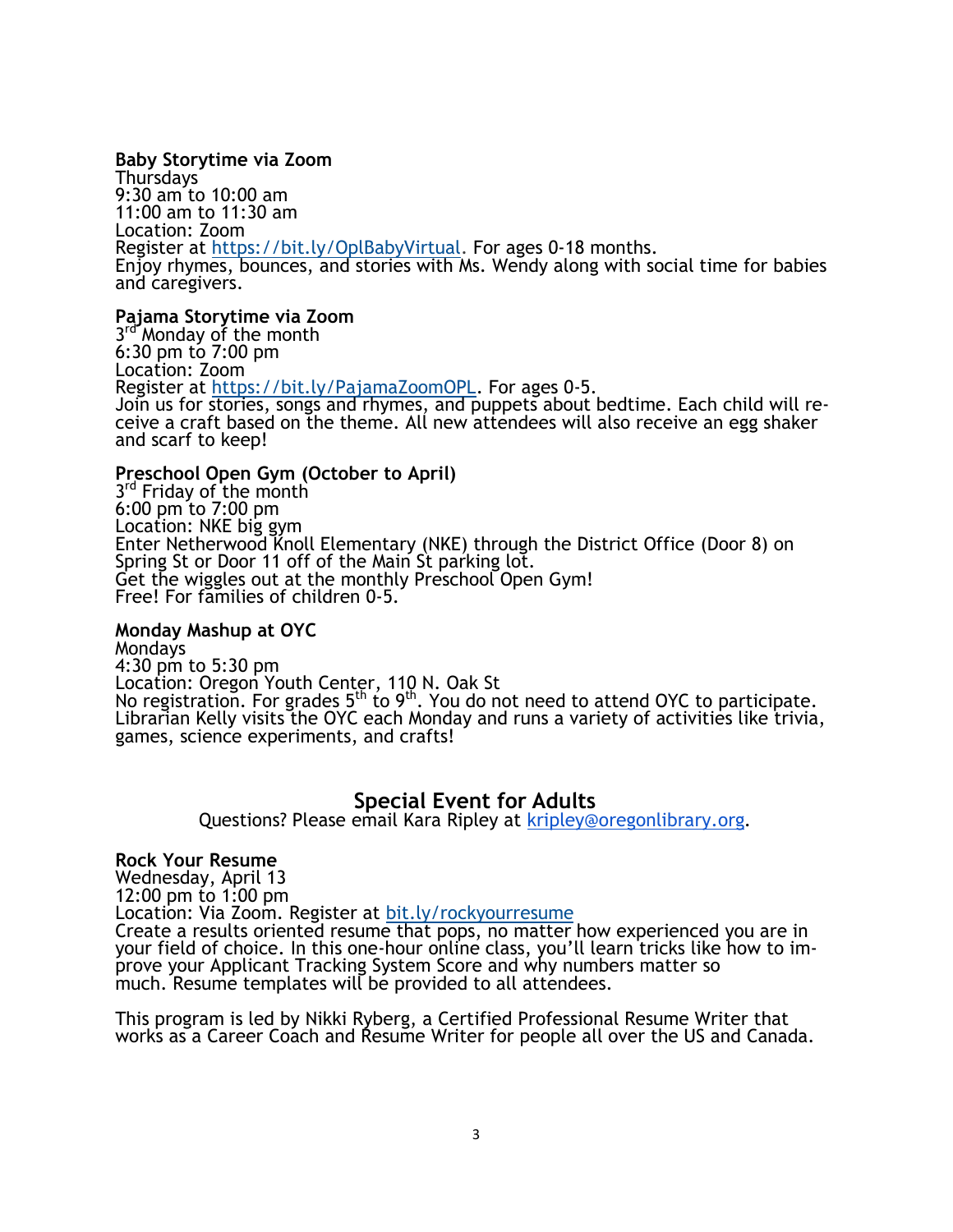**Baby Storytime via Zoom**
Thursdays
9:30 am to 10:00 am
11:00 am to 11:30 am
Location: Zoom
Register at https://bit.ly/OplBabyVirtual. For ages 0-18 months.
Enjoy rhymes, bounces, and stories with Ms. Wendy along with social time for babies and caregivers.

**Pajama Storytime via Zoom**
3rd Monday of the month
6:30 pm to 7:00 pm
Location: Zoom
Register at https://bit.ly/PajamaZoomOPL. For ages 0-5.
Join us for stories, songs and rhymes, and puppets about bedtime. Each child will receive a craft based on the theme. All new attendees will also receive an egg shaker and scarf to keep!

**Preschool Open Gym (October to April)**
3rd Friday of the month
6:00 pm to 7:00 pm
Location: NKE big gym
Enter Netherwood Knoll Elementary (NKE) through the District Office (Door 8) on Spring St or Door 11 off of the Main St parking lot.
Get the wiggles out at the monthly Preschool Open Gym!
Free! For families of children 0-5.

**Monday Mashup at OYC**
Mondays
4:30 pm to 5:30 pm
Location: Oregon Youth Center, 110 N. Oak St
No registration. For grades 5th to 9th. You do not need to attend OYC to participate.
Librarian Kelly visits the OYC each Monday and runs a variety of activities like trivia, games, science experiments, and crafts!

## Special Event for Adults

Questions? Please email Kara Ripley at kripley@oregonlibrary.org.

**Rock Your Resume**
Wednesday, April 13
12:00 pm to 1:00 pm
Location: Via Zoom. Register at bit.ly/rockyourresume
Create a results oriented resume that pops, no matter how experienced you are in your field of choice. In this one-hour online class, you'll learn tricks like how to improve your Applicant Tracking System Score and why numbers matter so much. Resume templates will be provided to all attendees.

This program is led by Nikki Ryberg, a Certified Professional Resume Writer that works as a Career Coach and Resume Writer for people all over the US and Canada.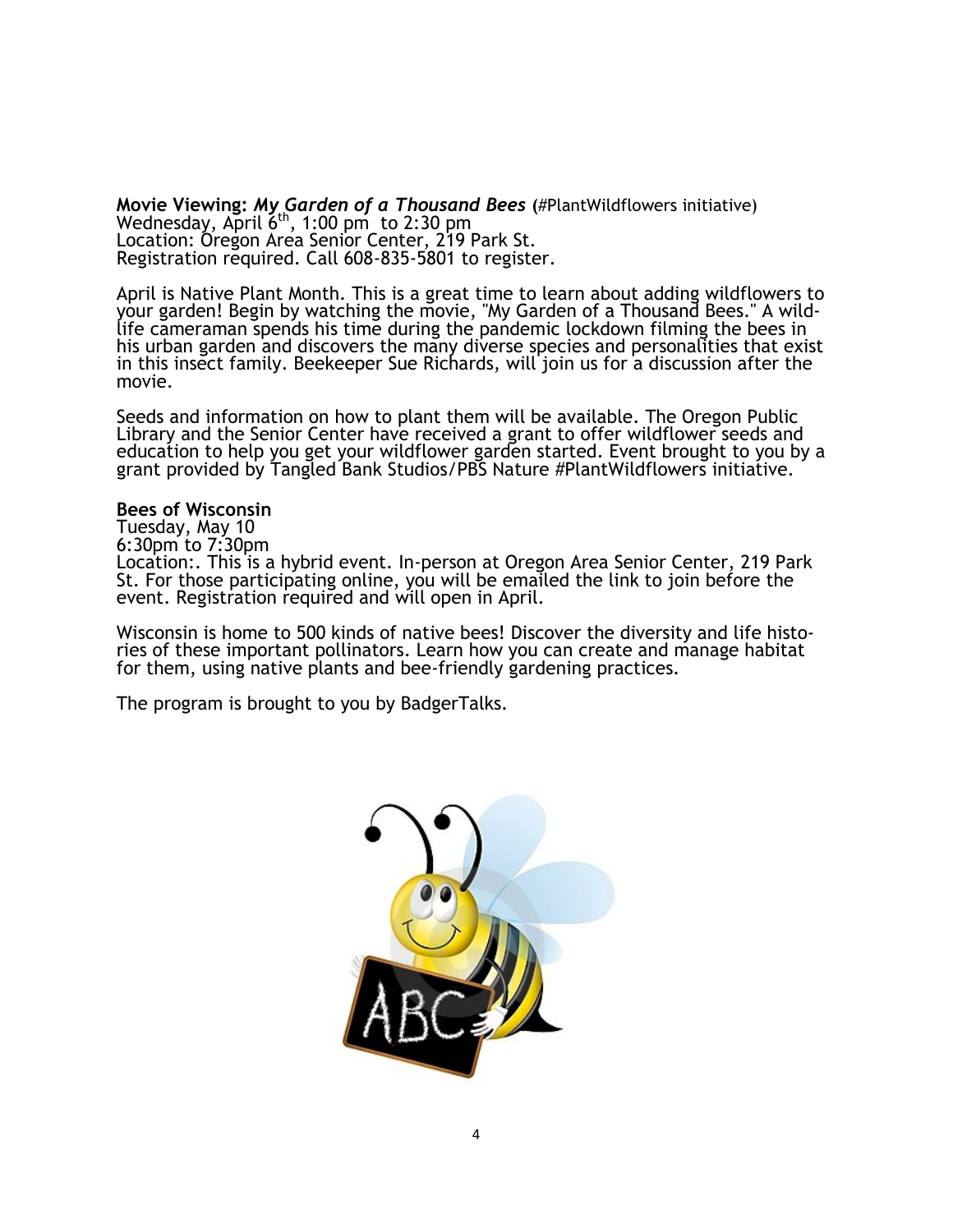**Movie Viewing:** ***My Garden of a Thousand Bees*** **(**#PlantWildflowers initiative)
Wednesday, April 6th, 1:00 pm to 2:30 pm
Location: Oregon Area Senior Center, 219 Park St.
Registration required. Call 608-835-5801 to register.

April is Native Plant Month. This is a great time to learn about adding wildflowers to your garden! Begin by watching the movie, "My Garden of a Thousand Bees." A wildlife cameraman spends his time during the pandemic lockdown filming the bees in his urban garden and discovers the many diverse species and personalities that exist in this insect family. Beekeeper Sue Richards, will join us for a discussion after the movie.

Seeds and information on how to plant them will be available. The Oregon Public Library and the Senior Center have received a grant to offer wildflower seeds and education to help you get your wildflower garden started. Event brought to you by a grant provided by Tangled Bank Studios/PBS Nature #PlantWildflowers initiative.

**Bees of Wisconsin**
Tuesday, May 10
6:30pm to 7:30pm
Location:. This is a hybrid event. In-person at Oregon Area Senior Center, 219 Park St. For those participating online, you will be emailed the link to join before the event. Registration required and will open in April.

Wisconsin is home to 500 kinds of native bees! Discover the diversity and life histories of these important pollinators. Learn how you can create and manage habitat for them, using native plants and bee-friendly gardening practices.

The program is brought to you by BadgerTalks.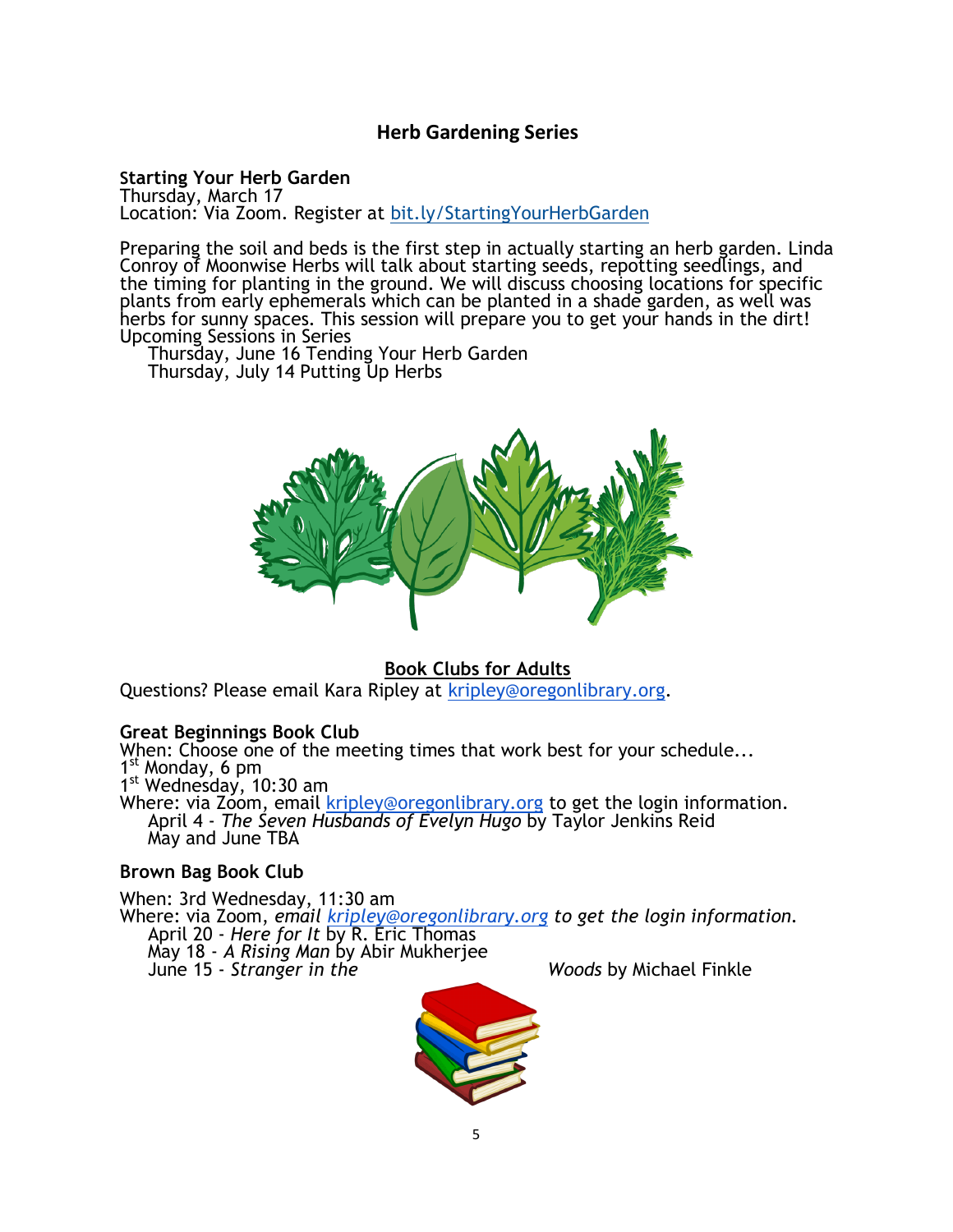## Herb Gardening Series

**Starting Your Herb Garden**
Thursday, March 17
Location: Via Zoom. Register at bit.ly/StartingYourHerbGarden

Preparing the soil and beds is the first step in actually starting an herb garden. Linda Conroy of Moonwise Herbs will talk about starting seeds, repotting seedlings, and the timing for planting in the ground. We will discuss choosing locations for specific plants from early ephemerals which can be planted in a shade garden, as well was herbs for sunny spaces. This session will prepare you to get your hands in the dirt!
Upcoming Sessions in Series
  Thursday, June 16 Tending Your Herb Garden
  Thursday, July 14 Putting Up Herbs

## Book Clubs for Adults

Questions? Please email Kara Ripley at kripley@oregonlibrary.org.

**Great Beginnings Book Club**
When: Choose one of the meeting times that work best for your schedule...
1st Monday, 6 pm
1st Wednesday, 10:30 am
Where: via Zoom, email kripley@oregonlibrary.org to get the login information.
  April 4 - *The Seven Husbands of Evelyn Hugo* by Taylor Jenkins Reid
  May and June TBA

**Brown Bag Book Club**

When: 3rd Wednesday, 11:30 am
Where: via Zoom, *email kripley@oregonlibrary.org to get the login information.*
  April 20 - *Here for It* by R. Eric Thomas
  May 18 - *A Rising Man* by Abir Mukherjee
  June 15 - *Stranger in the Woods* by Michael Finkle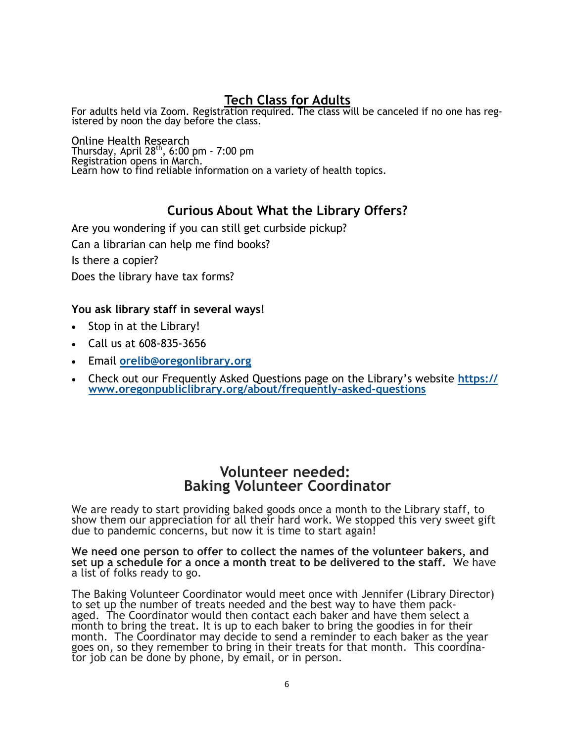## Tech Class for Adults

For adults held via Zoom. Registration required. The class will be canceled if no one has registered by noon the day before the class.

Online Health Research
Thursday, April 28th, 6:00 pm - 7:00 pm
Registration opens in March.
Learn how to find reliable information on a variety of health topics.

## Curious About What the Library Offers?

Are you wondering if you can still get curbside pickup?

Can a librarian can help me find books?

Is there a copier?

Does the library have tax forms?

**You ask library staff in several ways!**

- Stop in at the Library!
- Call us at 608-835-3656
- Email **orelib@oregonlibrary.org**
- Check out our Frequently Asked Questions page on the Library's website **https://www.oregonpubliclibrary.org/about/frequently-asked-questions**

## Volunteer needed: Baking Volunteer Coordinator

We are ready to start providing baked goods once a month to the Library staff, to show them our appreciation for all their hard work. We stopped this very sweet gift due to pandemic concerns, but now it is time to start again!

**We need one person to offer to collect the names of the volunteer bakers, and set up a schedule for a once a month treat to be delivered to the staff.** We have a list of folks ready to go.

The Baking Volunteer Coordinator would meet once with Jennifer (Library Director) to set up the number of treats needed and the best way to have them packaged. The Coordinator would then contact each baker and have them select a month to bring the treat. It is up to each baker to bring the goodies in for their month. The Coordinator may decide to send a reminder to each baker as the year goes on, so they remember to bring in their treats for that month. This coordinator job can be done by phone, by email, or in person.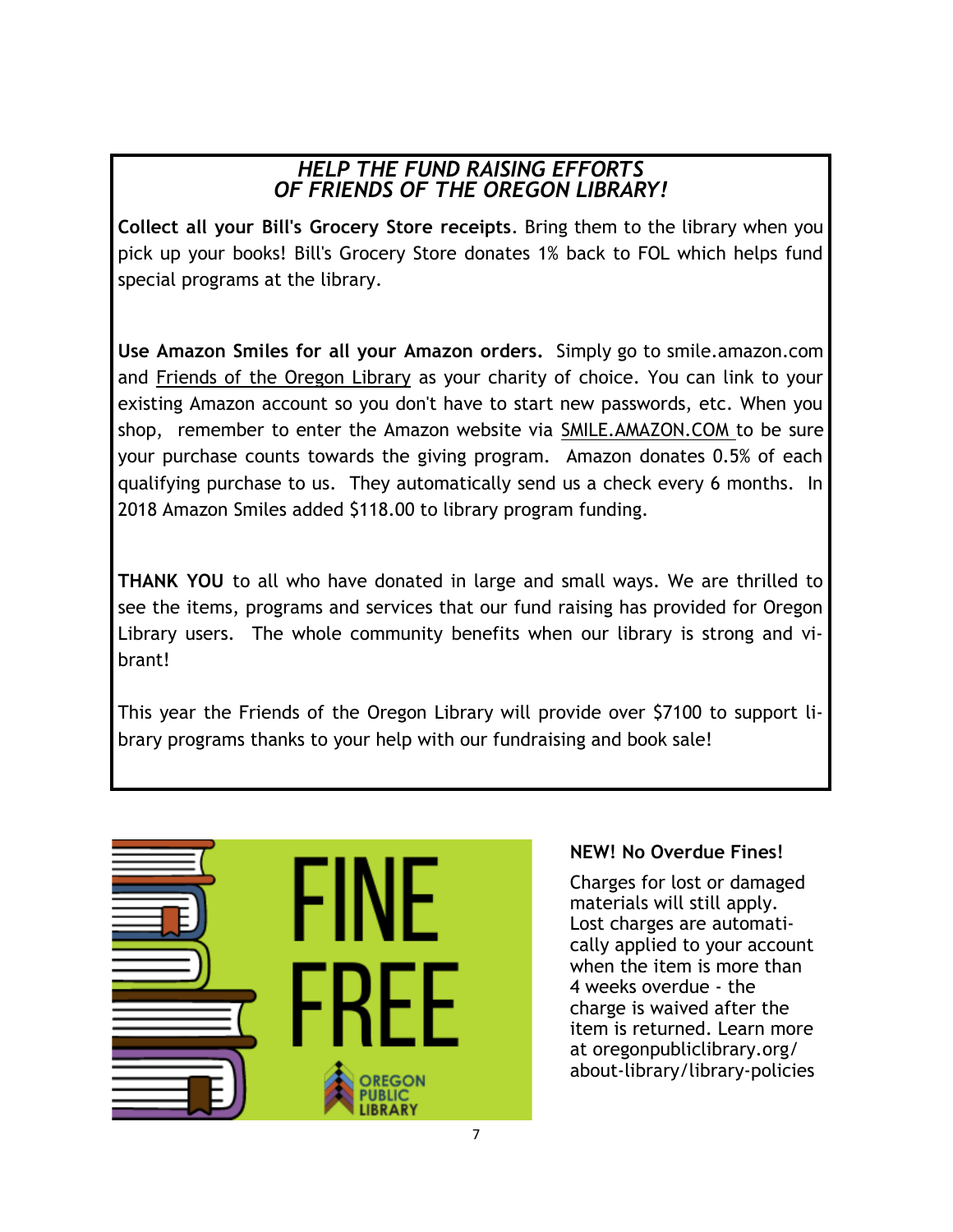## *HELP THE FUND RAISING EFFORTS OF FRIENDS OF THE OREGON LIBRARY!*

**Collect all your Bill's Grocery Store receipts**. Bring them to the library when you pick up your books! Bill's Grocery Store donates 1% back to FOL which helps fund special programs at the library.

**Use Amazon Smiles for all your Amazon orders.** Simply go to smile.amazon.com and Friends of the Oregon Library as your charity of choice. You can link to your existing Amazon account so you don't have to start new passwords, etc. When you shop, remember to enter the Amazon website via SMILE.AMAZON.COM to be sure your purchase counts towards the giving program. Amazon donates 0.5% of each qualifying purchase to us. They automatically send us a check every 6 months. In 2018 Amazon Smiles added $118.00 to library program funding.

**THANK YOU** to all who have donated in large and small ways. We are thrilled to see the items, programs and services that our fund raising has provided for Oregon Library users. The whole community benefits when our library is strong and vibrant!

This year the Friends of the Oregon Library will provide over $7100 to support library programs thanks to your help with our fundraising and book sale!

FINE FREE

OREGON PUBLIC LIBRARY

**NEW! No Overdue Fines!**

Charges for lost or damaged materials will still apply. Lost charges are automatically applied to your account when the item is more than 4 weeks overdue - the charge is waived after the item is returned. Learn more at oregonpubliclibrary.org/about-library/library-policies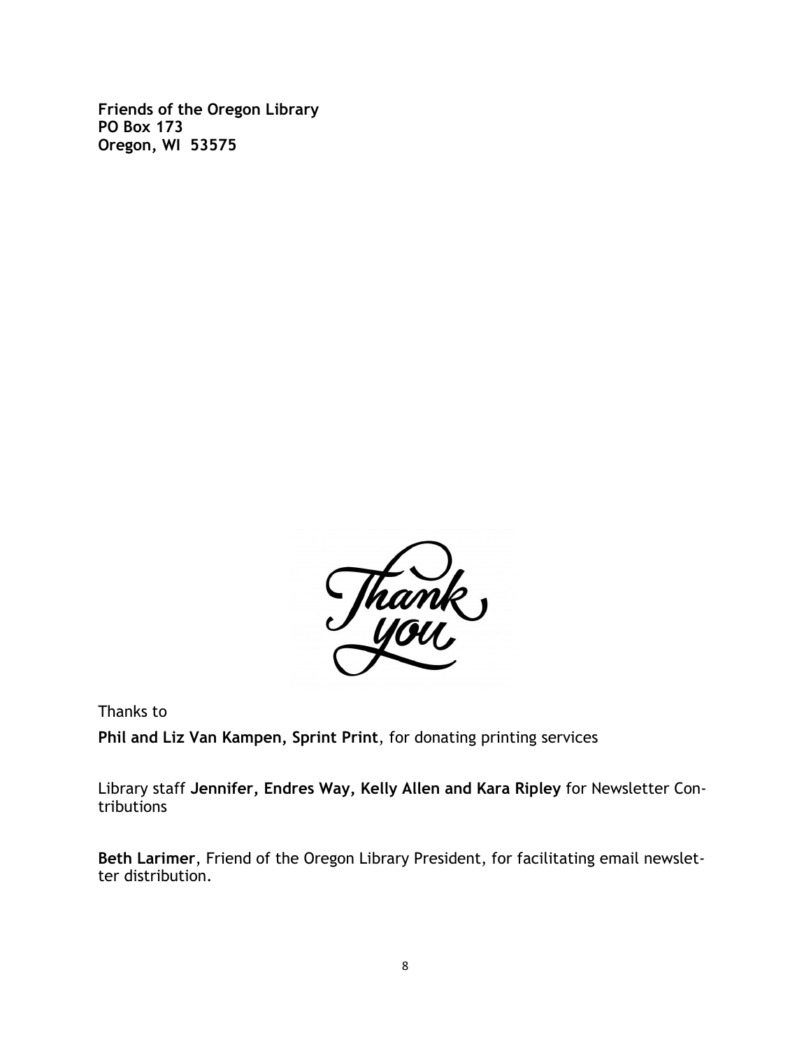**Friends of the Oregon Library**
**PO Box 173**
**Oregon, WI 53575**

Thanks to

**Phil and Liz Van Kampen, Sprint Print**, for donating printing services

Library staff **Jennifer, Endres Way, Kelly Allen and Kara Ripley** for Newsletter Contributions

**Beth Larimer**, Friend of the Oregon Library President, for facilitating email newsletter distribution.